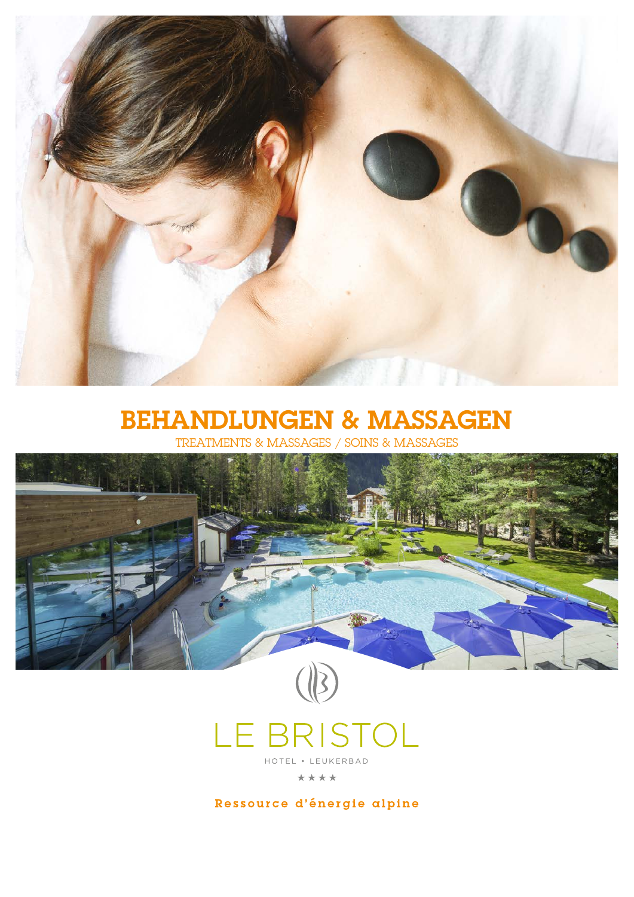# BEHANDLUNGEN & MASSAGEN

TREATMENTS & MASSAGES / SOINS & MASSAGES

LE BRISTOL

HOTEL • LEUKERBAD

★★★★

Ressource d'énergie alpine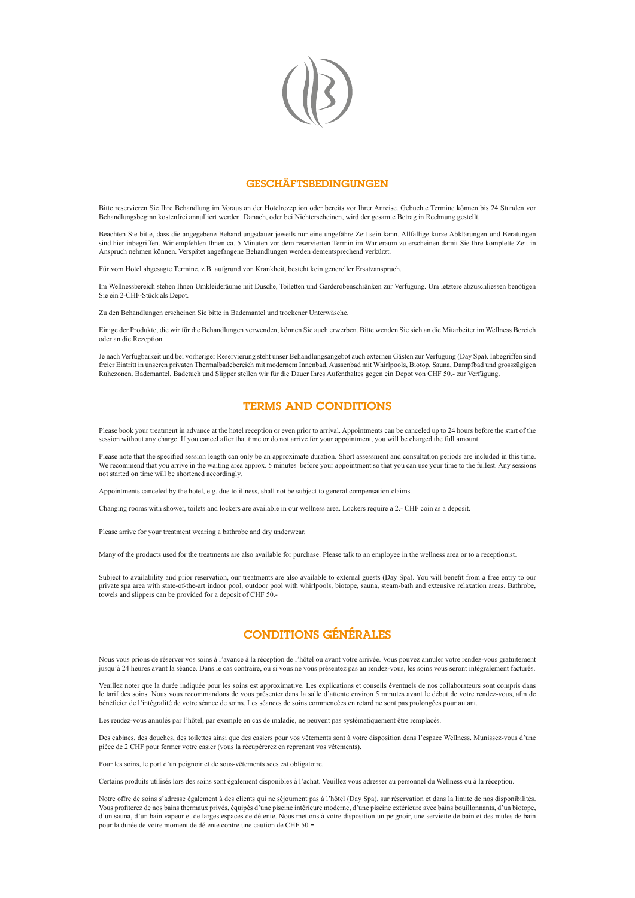## GESCHÄFTSBEDINGUNGEN

Bitte reservieren Sie Ihre Behandlung im Voraus an der Hotelrezeption oder bereits vor Ihrer Anreise. Gebuchte Termine können bis 24 Stunden vor Behandlungsbeginn kostenfrei annulliert werden. Danach, oder bei Nichterscheinen, wird der gesamte Betrag in Rechnung gestellt.

Beachten Sie bitte, dass die angegebene Behandlungsdauer jeweils nur eine ungefähre Zeit sein kann. Allfällige kurze Abklärungen und Beratungen sind hier inbegriffen. Wir empfehlen Ihnen ca. 5 Minuten vor dem reservierten Termin im Warteraum zu erscheinen damit Sie Ihre komplette Zeit in Anspruch nehmen können. Verspätet angefangene Behandlungen werden dementsprechend verkürzt.

Für vom Hotel abgesagte Termine, z.B. aufgrund von Krankheit, besteht kein genereller Ersatzanspruch.

Im Wellnessbereich stehen Ihnen Umkleideräume mit Dusche, Toiletten und Garderobenschränken zur Verfügung. Um letztere abzuschliessen benötigen Sie ein 2-CHF-Stück als Depot.

Zu den Behandlungen erscheinen Sie bitte in Bademantel und trockener Unterwäsche.

Einige der Produkte, die wir für die Behandlungen verwenden, können Sie auch erwerben. Bitte wenden Sie sich an die Mitarbeiter im Wellness Bereich oder an die Rezeption.

Je nach Verfügbarkeit und bei vorheriger Reservierung steht unser Behandlungsangebot auch externen Gästen zur Verfügung (Day Spa). Inbegriffen sind freier Eintritt in unseren privaten Thermalbadebereich mit modernem Innenbad, Aussenbad mit Whirlpools, Biotop, Sauna, Dampfbad und grosszügigen Ruhezonen. Bademantel, Badetuch und Slipper stellen wir für die Dauer Ihres Aufenthaltes gegen ein Depot von CHF 50.- zur Verfügung.

## TERMS AND CONDITIONS

Please book your treatment in advance at the hotel reception or even prior to arrival. Appointments can be canceled up to 24 hours before the start of the session without any charge. If you cancel after that time or do not arrive for your appointment, you will be charged the full amount.

Please note that the specified session length can only be an approximate duration. Short assessment and consultation periods are included in this time. We recommend that you arrive in the waiting area approx. 5 minutes before your appointment so that you can use your time to the fullest. Any sessions not started on time will be shortened accordingly.

Appointments canceled by the hotel, e.g. due to illness, shall not be subject to general compensation claims.

Changing rooms with shower, toilets and lockers are available in our wellness area. Lockers require a 2.- CHF coin as a deposit.

Please arrive for your treatment wearing a bathrobe and dry underwear.

Many of the products used for the treatments are also available for purchase. Please talk to an employee in the wellness area or to a receptionist.

Subject to availability and prior reservation, our treatments are also available to external guests (Day Spa). You will benefit from a free entry to our private spa area with state-of-the-art indoor pool, outdoor pool with whirlpools, biotope, sauna, steam-bath and extensive relaxation areas. Bathrobe, towels and slippers can be provided for a deposit of CHF 50.-

## CONDITIONS GÉNÉRALES

Nous vous prions de réserver vos soins à l'avance à la réception de l'hôtel ou avant votre arrivée. Vous pouvez annuler votre rendez-vous gratuitement jusqu'à 24 heures avant la séance. Dans le cas contraire, ou si vous ne vous présentez pas au rendez-vous, les soins vous seront intégralement facturés.

Veuillez noter que la durée indiquée pour les soins est approximative. Les explications et conseils éventuels de nos collaborateurs sont compris dans le tarif des soins. Nous vous recommandons de vous présenter dans la salle d'attente environ 5 minutes avant le début de votre rendez-vous, afin de bénéficier de l'intégralité de votre séance de soins. Les séances de soins commencées en retard ne sont pas prolongées pour autant.

Les rendez-vous annulés par l'hôtel, par exemple en cas de maladie, ne peuvent pas systématiquement être remplacés.

Des cabines, des douches, des toilettes ainsi que des casiers pour vos vêtements sont à votre disposition dans l'espace Wellness. Munissez-vous d'une pièce de 2 CHF pour fermer votre casier (vous la récupérerez en reprenant vos vêtements).

Pour les soins, le port d'un peignoir et de sous-vêtements secs est obligatoire.

Certains produits utilisés lors des soins sont également disponibles à l'achat. Veuillez vous adresser au personnel du Wellness ou à la réception.

Notre offre de soins s'adresse également à des clients qui ne séjournent pas à l'hôtel (Day Spa), sur réservation et dans la limite de nos disponibilités. Vous profiterez de nos bains thermaux privés, équipés d'une piscine intérieure moderne, d'une piscine extérieure avec bains bouillonnants, d'un biotope, d'un sauna, d'un bain vapeur et de larges espaces de détente. Nous mettons à votre disposition un peignoir, une serviette de bain et des mules de bain pour la durée de votre moment de détente contre une caution de CHF 50.-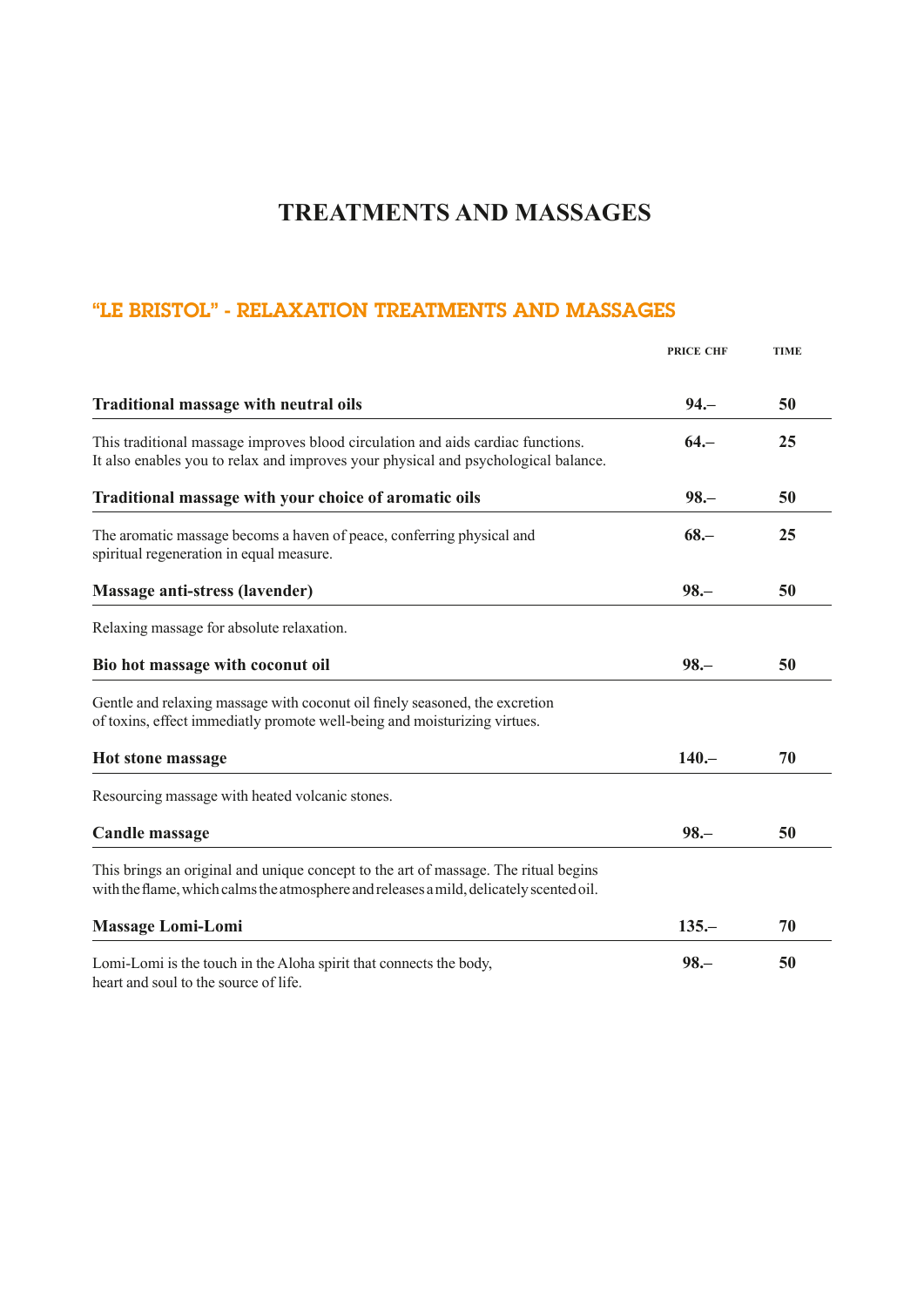# TREATMENTS AND MASSAGES

## "LE BRISTOL" - RELAXATION TREATMENTS AND MASSAGES

| | PRICE CHF | TIME |
|---|---|---|
| **Traditional massage with neutral oils** | **94.–** | **50** |
| This traditional massage improves blood circulation and aids cardiac functions. It also enables you to relax and improves your physical and psychological balance. | **64.–** | **25** |
| **Traditional massage with your choice of aromatic oils** | **98.–** | **50** |
| The aromatic massage becoms a haven of peace, conferring physical and spiritual regeneration in equal measure. | **68.–** | **25** |
| **Massage anti-stress (lavender)** | **98.–** | **50** |
| Relaxing massage for absolute relaxation. | | |
| **Bio hot massage with coconut oil** | **98.–** | **50** |
| Gentle and relaxing massage with coconut oil finely seasoned, the excretion of toxins, effect immediatly promote well-being and moisturizing virtues. | | |
| **Hot stone massage** | **140.–** | **70** |
| Resourcing massage with heated volcanic stones. | | |
| **Candle massage** | **98.–** | **50** |
| This brings an original and unique concept to the art of massage. The ritual begins with the flame, which calms the atmosphere and releases a mild, delicately scented oil. | | |
| **Massage Lomi-Lomi** | **135.–** | **70** |
| Lomi-Lomi is the touch in the Aloha spirit that connects the body, heart and soul to the source of life. | **98.–** | **50** |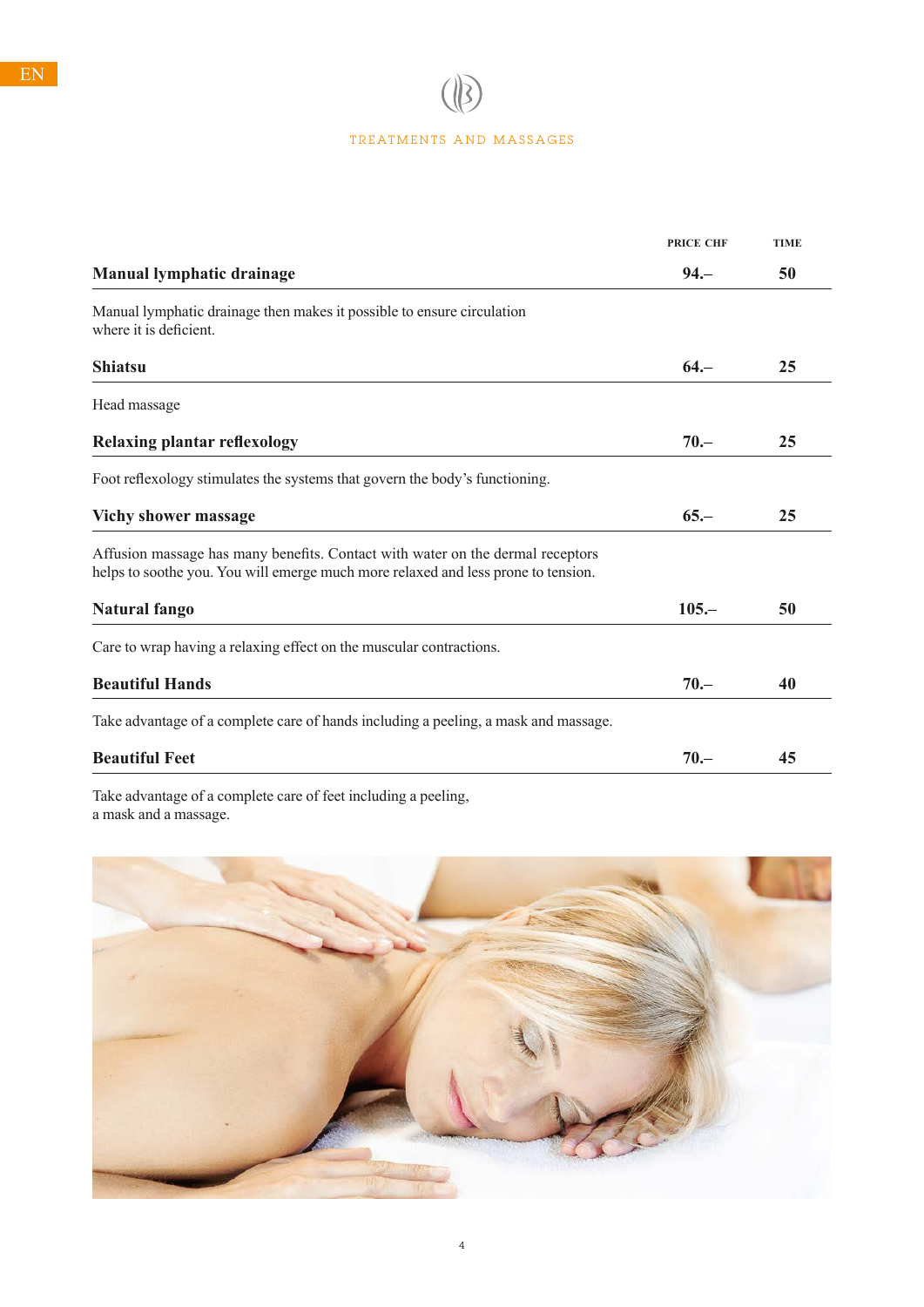EN

# TREATMENTS AND MASSAGES

| | PRICE CHF | TIME |
|---|---|---|
| **Manual lymphatic drainage** | **94.–** | **50** |
| Manual lymphatic drainage then makes it possible to ensure circulation where it is deficient. | | |
| **Shiatsu** | **64.–** | **25** |
| Head massage | | |
| **Relaxing plantar reflexology** | **70.–** | **25** |
| Foot reflexology stimulates the systems that govern the body's functioning. | | |
| **Vichy shower massage** | **65.–** | **25** |
| Affusion massage has many benefits. Contact with water on the dermal receptors helps to soothe you. You will emerge much more relaxed and less prone to tension. | | |
| **Natural fango** | **105.–** | **50** |
| Care to wrap having a relaxing effect on the muscular contractions. | | |
| **Beautiful Hands** | **70.–** | **40** |
| Take advantage of a complete care of hands including a peeling, a mask and massage. | | |
| **Beautiful Feet** | **70.–** | **45** |
| Take advantage of a complete care of feet including a peeling, a mask and a massage. | | |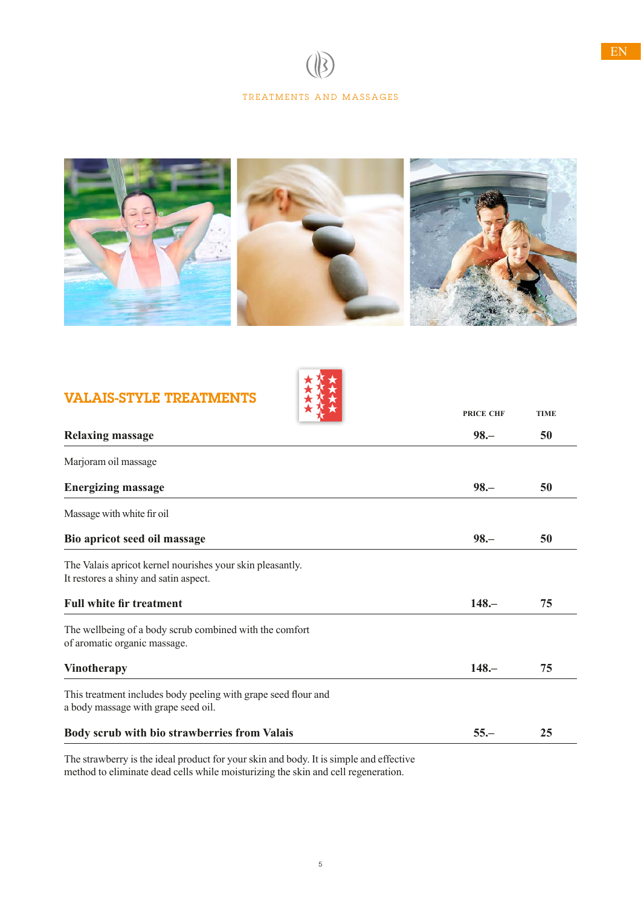EN

TREATMENTS AND MASSAGES

## VALAIS-STYLE TREATMENTS

| | PRICE CHF | TIME |
|---|---|---|
| **Relaxing massage** | **98.–** | **50** |

Marjoram oil massage

| | | |
|---|---|---|
| **Energizing massage** | **98.–** | **50** |

Massage with white fir oil

| | | |
|---|---|---|
| **Bio apricot seed oil massage** | **98.–** | **50** |

The Valais apricot kernel nourishes your skin pleasantly.
It restores a shiny and satin aspect.

| | | |
|---|---|---|
| **Full white fir treatment** | **148.–** | **75** |

The wellbeing of a body scrub combined with the comfort
of aromatic organic massage.

| | | |
|---|---|---|
| **Vinotherapy** | **148.–** | **75** |

This treatment includes body peeling with grape seed flour and
a body massage with grape seed oil.

| | | |
|---|---|---|
| **Body scrub with bio strawberries from Valais** | **55.–** | **25** |

The strawberry is the ideal product for your skin and body. It is simple and effective
method to eliminate dead cells while moisturizing the skin and cell regeneration.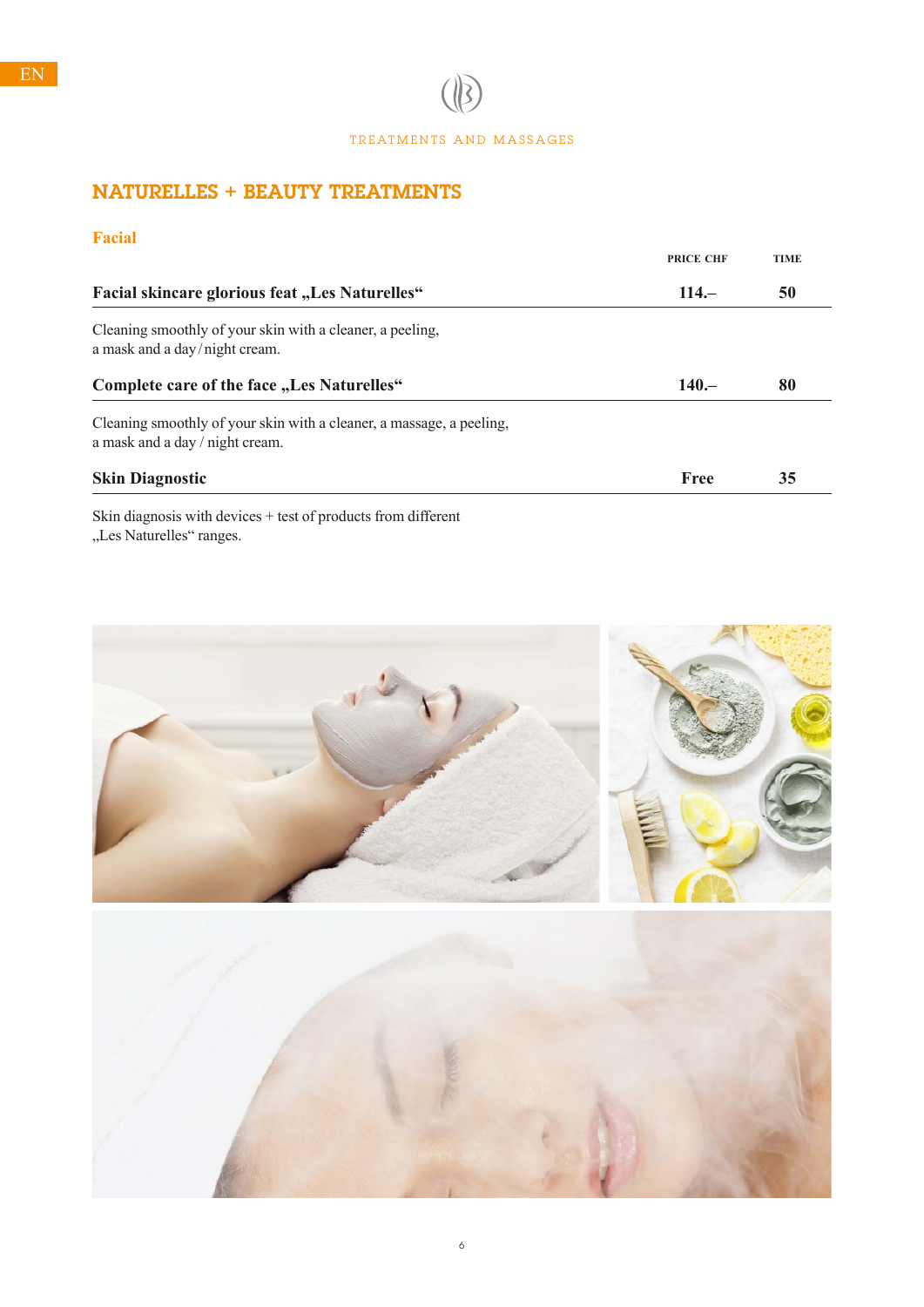TREATMENTS AND MASSAGES

## NATURELLES + BEAUTY TREATMENTS

### Facial

| | PRICE CHF | TIME |
|---|---|---|
| **Facial skincare glorious feat „Les Naturelles“** | **114.–** | **50** |
| Cleaning smoothly of your skin with a cleaner, a peeling, a mask and a day / night cream. | | |
| **Complete care of the face „Les Naturelles“** | **140.–** | **80** |
| Cleaning smoothly of your skin with a cleaner, a massage, a peeling, a mask and a day / night cream. | | |
| **Skin Diagnostic** | **Free** | **35** |
| Skin diagnosis with devices + test of products from different „Les Naturelles“ ranges. | | |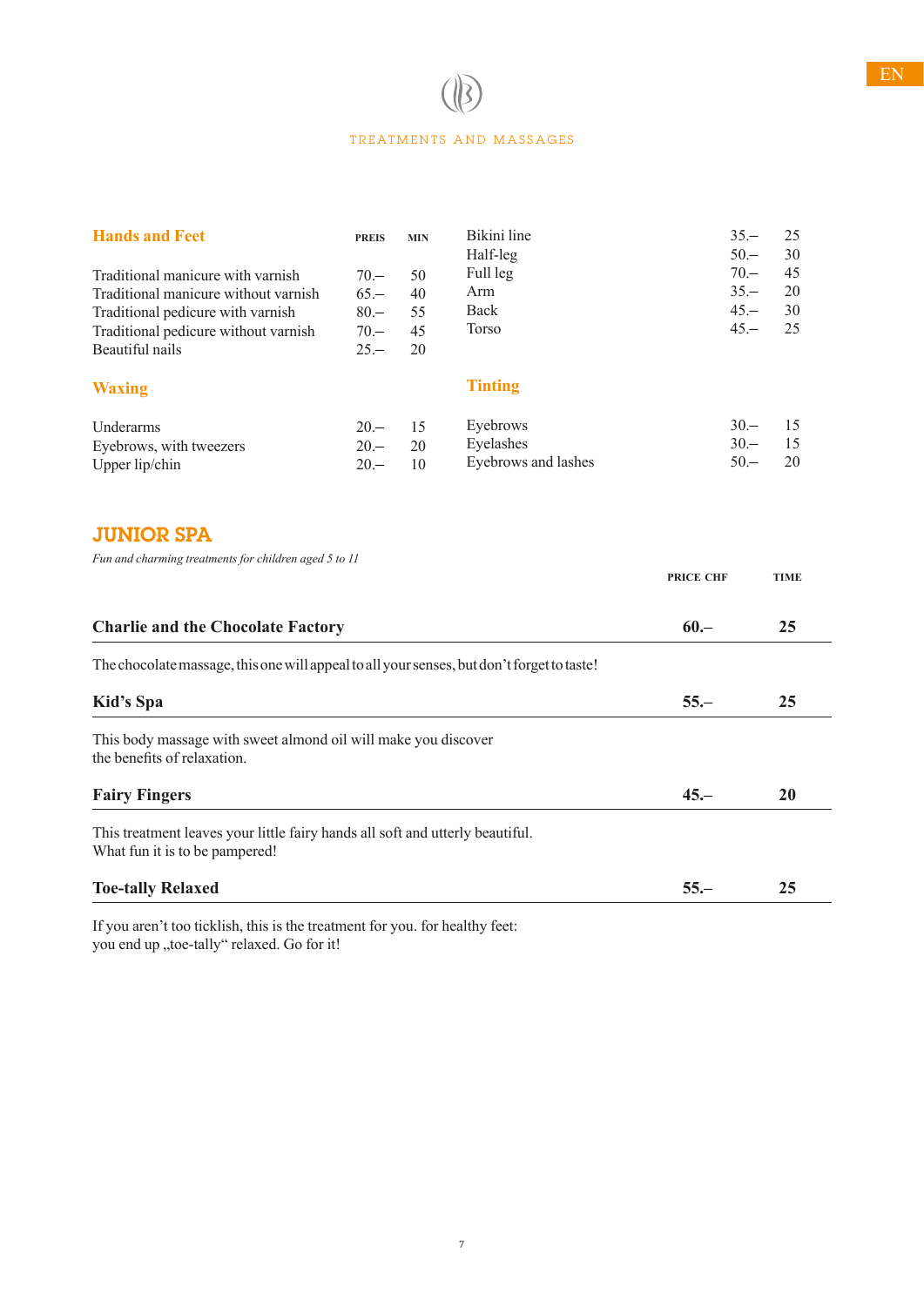# TREATMENTS AND MASSAGES

## Hands and Feet

| | PREIS | MIN |
|---|---|---|
| Traditional manicure with varnish | 70.– | 50 |
| Traditional manicure without varnish | 65.– | 40 |
| Traditional pedicure with varnish | 80.– | 55 |
| Traditional pedicure without varnish | 70.– | 45 |
| Beautiful nails | 25.– | 20 |

## Waxing

| | | |
|---|---|---|
| Underarms | 20.– | 15 |
| Eyebrows, with tweezers | 20.– | 20 |
| Upper lip/chin | 20.– | 10 |
| Bikini line | 35.– | 25 |
| Half-leg | 50.– | 30 |
| Full leg | 70.– | 45 |
| Arm | 35.– | 20 |
| Back | 45.– | 30 |
| Torso | 45.– | 25 |

## Tinting

| | | |
|---|---|---|
| Eyebrows | 30.– | 15 |
| Eyelashes | 30.– | 15 |
| Eyebrows and lashes | 50.– | 20 |

# JUNIOR SPA

*Fun and charming treatments for children aged 5 to 11*

| | PRICE CHF | TIME |
|---|---|---|
| **Charlie and the Chocolate Factory** | **60.–** | **25** |

The chocolate massage, this one will appeal to all your senses, but don't forget to taste!

| | | |
|---|---|---|
| **Kid's Spa** | **55.–** | **25** |

This body massage with sweet almond oil will make you discover
the benefits of relaxation.

| | | |
|---|---|---|
| **Fairy Fingers** | **45.–** | **20** |

This treatment leaves your little fairy hands all soft and utterly beautiful.
What fun it is to be pampered!

| | | |
|---|---|---|
| **Toe-tally Relaxed** | **55.–** | **25** |

If you aren't too ticklish, this is the treatment for you. for healthy feet:
you end up „toe-tally" relaxed. Go for it!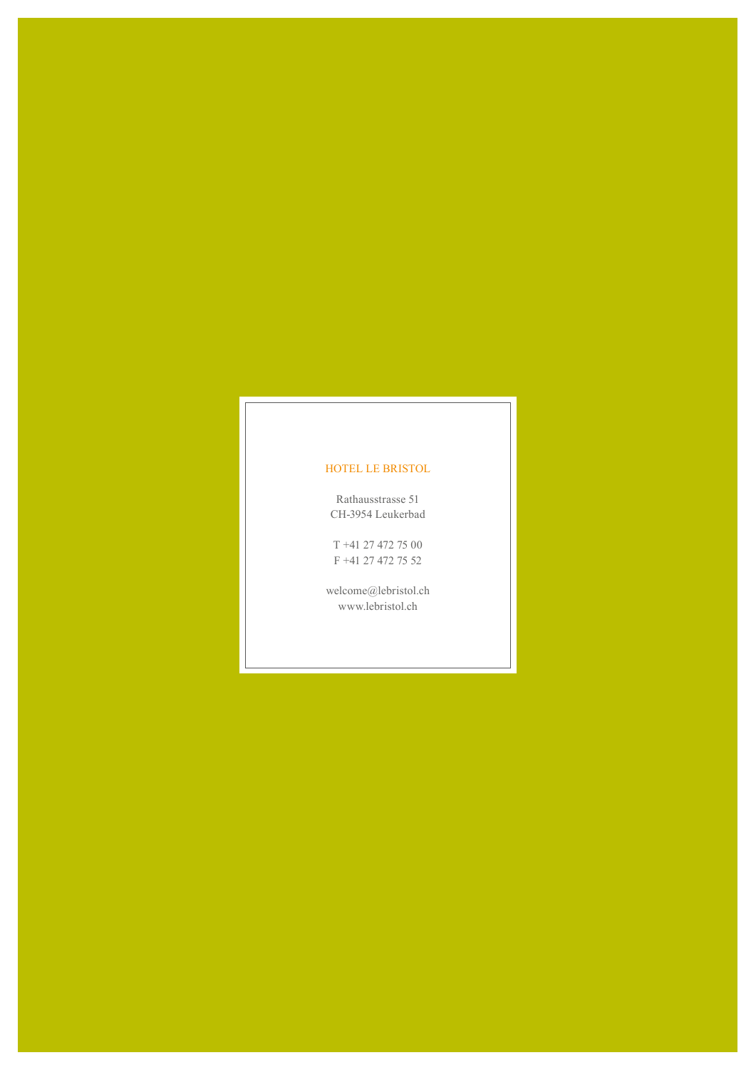HOTEL LE BRISTOL

Rathausstrasse 51
CH-3954 Leukerbad

T +41 27 472 75 00
F +41 27 472 75 52

welcome@lebristol.ch
www.lebristol.ch